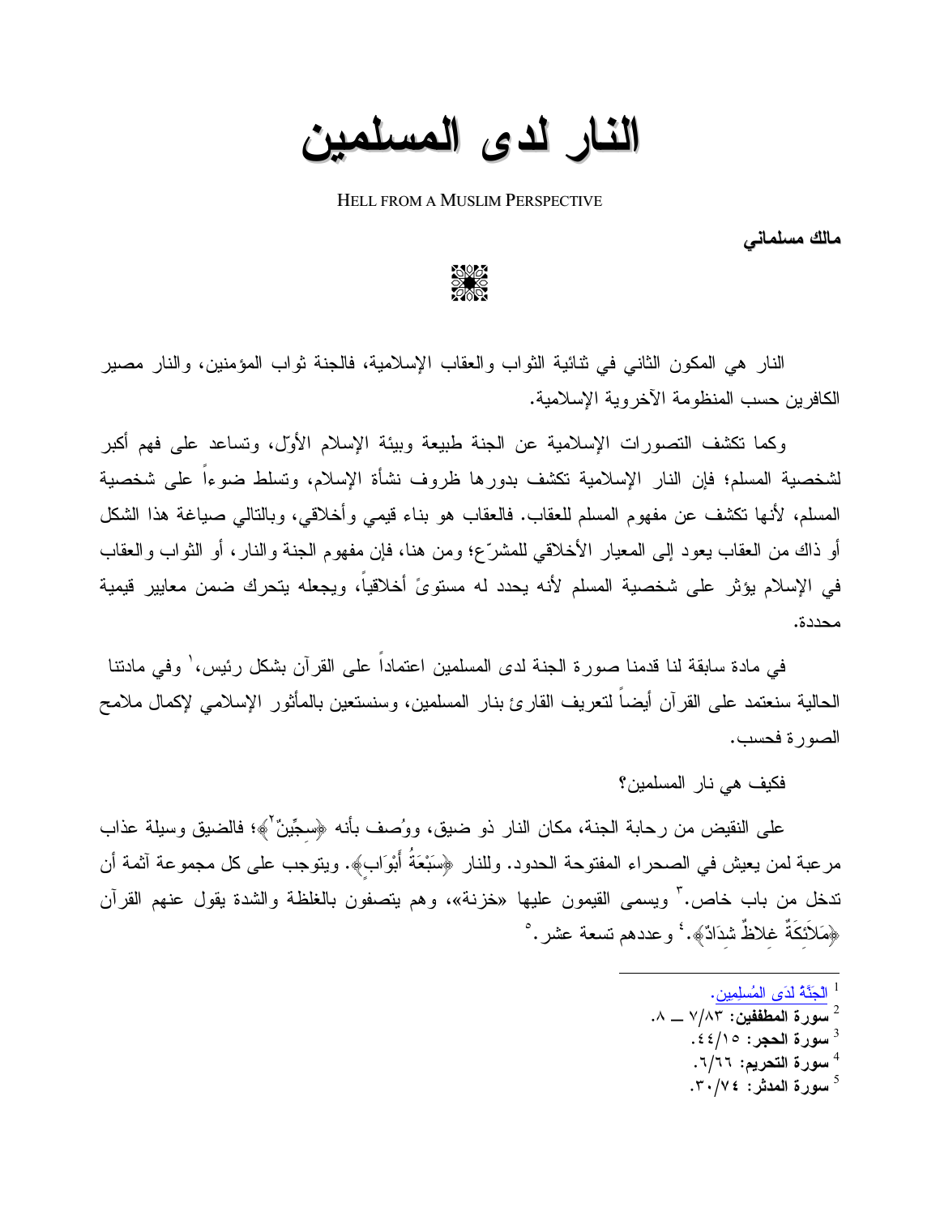# النار لدى المسلمين

HELL FROM A MUSLIM PERSPECTIVE

**مالك مسلماني**

النار هي المكون الثاني في ثنائية الثواب والعقاب الإسلامية، فالجنة ثواب المؤمنين، والنار مصير الكافرين حسب المنظومة الآخروية الإسلامية.

وكما تكشف التصورات الإسلامية عن الجنة طبيعة وبيئة الإسلام الأوّل، وتساعد على فهم أكبر لشخصية المسلم؛ فإن النار الإسلامية تكشف بدورها ظروف نشأة الإسلام، وتسلط ضوءاً على شخصية المسلم، لأنها تكشف عن مفهوم المسلم للعقاب. فالعقاب هو بناء قيمي وأخلاقي، وبالتالي صياغة هذا الشكل أو ذاك من العقاب يعود إلى المعيار الأخلاقي للمشرّع؛ ومن هنا، فإن مفهوم الجنة والنار، أو الثواب والعقاب في الإسلام يؤثر على شخصية المسلم لأنه يحدد له مستوىً أخلاقياً، ويجعله يتحرك ضمن معايير قيمية محددة.

في مادة سابقة لنا قدمنا صورة الجنة لدى المسلمين اعتماداً على القرآن بشكل رئيس،[1] وفي مادتنا الحالية سنعتمد على القرآن أيضاً لتعريف القارئ بنار المسلمين، وسنستعين بالمأثور الإسلامي لإكمال ملامح الصورة فحسب.

فكيف هي نار المسلمين؟

على النقيض من رحابة الجنة، مكان النار ذو ضيق، ووُصف بأنه ﴿سِجِّينٌ[2]﴾؛ فالضيق وسيلة عذاب مرعبة لمن يعيش في الصحراء المفتوحة الحدود. وللنار ﴿سَبْعَةُ أَبْوَابٍ﴾. ويتوجب على كل مجموعة آثمة أن تدخل من باب خاص.[3] ويسمى القيمون عليها «خزنة»، وهم يتصفون بالغلظة والشدة يقول عنهم القرآن ﴿مَلَائِكَةٌ غِلَاظٌ شِدَادٌ﴾.[4] وعددهم تسعة عشر.[5]

---

[1] الجَنَّةُ لدَى المُسلِمين.

[2] **سورة المطففين:** ٨٣/٧ ــ ٨.

[3] **سورة الحجر:** ١٥/٤٤.

[4] **سورة التحريم:** ٦٦/٦.

[5] **سورة المدثر:** ٧٤/٣٠.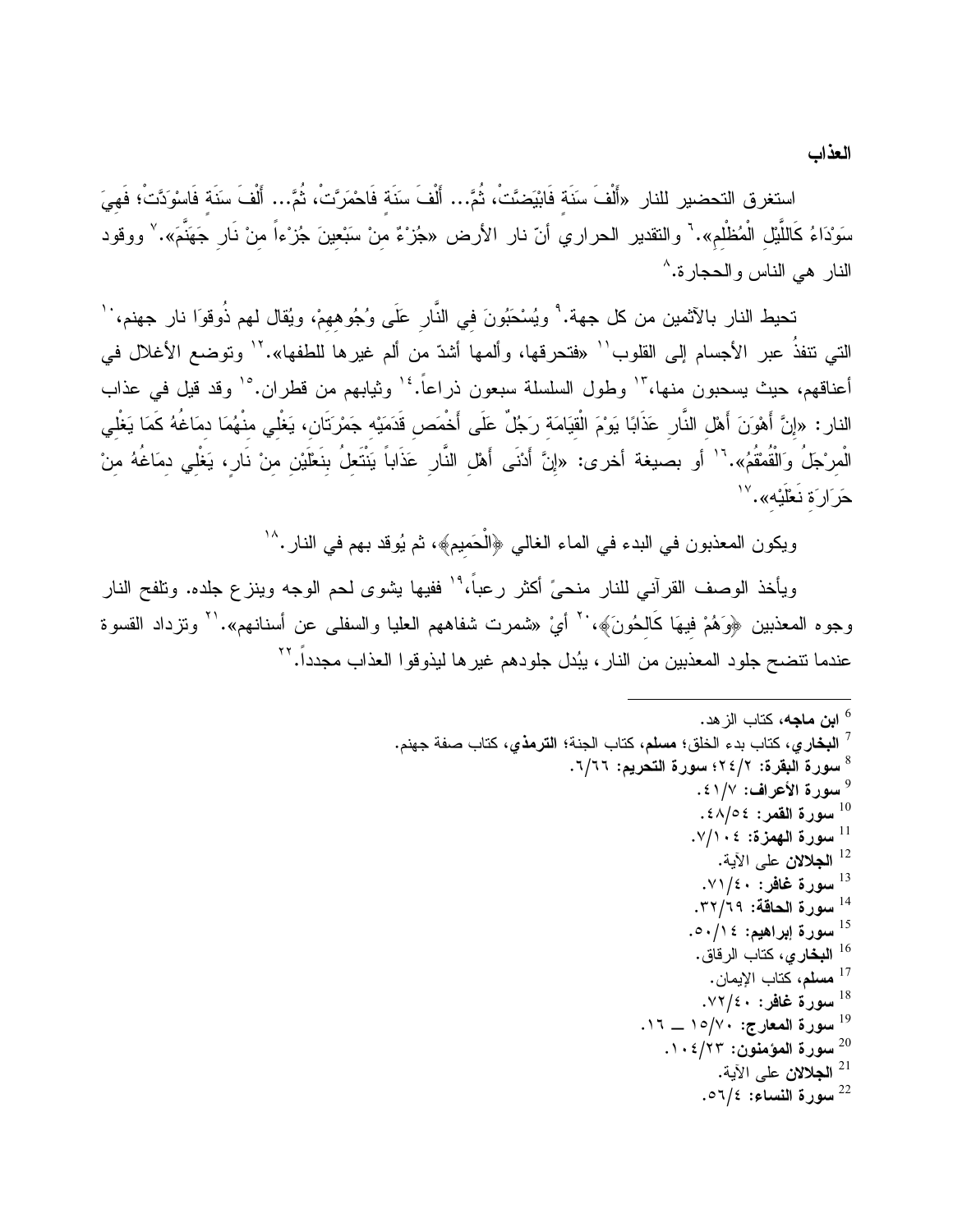## العذاب

استغرق التحضير للنار «أَلْفَ سَنَةٍ فَابْيَضَّتْ، ثُمَّ... أَلْفَ سَنَةٍ فَاحْمَرَّتْ، ثُمَّ... أَلْفَ سَنَةٍ فَاسْوَدَّتْ؛ فَهِيَ سَوْدَاءُ كَاللَّيْلِ الْمُظْلِمِ».[٦] والتقدير الحراري أنّ نار الأرض «جُزْءٌ مِنْ سَبْعِينَ جُزْءاً مِنْ نَارِ جَهَنَّمَ».[٧] ووقود النار هي الناس والحجارة.[٨]

تحيط النار بالآثمين من كل جهة.[٩] ويُسْحَبُونَ فِي النَّارِ عَلَى وُجُوهِهِمْ، ويُقال لهم ذُوقوا نار جهنم،[١٠] التي تنفذُ عبر الأجسام إلى القلوب[١١] «فتحرقها، وألمها أشدّ من ألم غيرها للطفها».[١٢] وتوضع الأغلال في أعناقهم، حيث يسحبون منها،[١٣] وطول السلسلة سبعون ذراعاً.[١٤] وثيابهم من قطران.[١٥] وقد قيل في عذاب النار: «إِنَّ أَهْوَنَ أَهْلِ النَّارِ عَذَابًا يَوْمَ الْقِيَامَةِ رَجُلٌ عَلَى أَخْمَصِ قَدَمَيْهِ جَمْرَتَانِ، يَغْلِي مِنْهُمَا دِمَاغُهُ كَمَا يَغْلِي الْمِرْجَلُ وَالْقُمْقُمُ».[١٦] أو بصيغة أخرى: «إِنَّ أَدْنَى أَهْلِ النَّارِ عَذَاباً يَنْتَعِلُ بِنَعْلَيْنِ مِنْ نَارٍ، يَغْلِي دِمَاغُهُ مِنْ حَرَارَةِ نَعْلَيْهِ».[١٧]

ويكون المعذبون في البدء في الماء الغالي ﴿الْحَمِيمِ﴾، ثم يُوقد بهم في النار.[١٨]

ويأخذ الوصف القرآني للنار منحىً أكثر رعباً،[١٩] ففيها يشوى لحم الوجه وينزع جلده. وتلفح النار وجوه المعذبين ﴿وَهُمْ فِيهَا كَالِحُونَ﴾،[٢٠] أيْ «شمرت شفاههم العليا والسفلى عن أسنانهم».[٢١] وتزداد القسوة عندما تنضج جلود المعذبين من النار، يُبدل جلودهم غيرها ليذوقوا العذاب مجدداً.[٢٢]

---

[6] **ابن ماجه**، كتاب الزهد.
[7] **البخاري**، كتاب بدء الخلق؛ **مسلم**، كتاب الجنة؛ **الترمذي**، كتاب صفة جهنم.
[8] **سورة البقرة: ٢/٢٤؛ سورة التحريم: ٦٦/٦.**
[9] **سورة الأعراف: ٧/٤١.**
[10] **سورة القمر: ٥٤/٤٨.**
[11] **سورة الهمزة: ١٠٤/٧.**
[12] **الجلالان** على الآية.
[13] **سورة غافر: ٤٠/٧١.**
[14] **سورة الحاقة: ٦٩/٣٢.**
[15] **سورة إبراهيم: ١٤/٥٠.**
[16] **البخاري**، كتاب الرقاق.
[17] **مسلم**، كتاب الإيمان.
[18] **سورة غافر: ٤٠/٧٢.**
[19] **سورة المعارج: ٧٠/١٥ ــ ١٦.**
[20] **سورة المؤمنون: ٢٣/١٠٤.**
[21] **الجلالان** على الآية.
[22] **سورة النساء: ٤/٥٦.**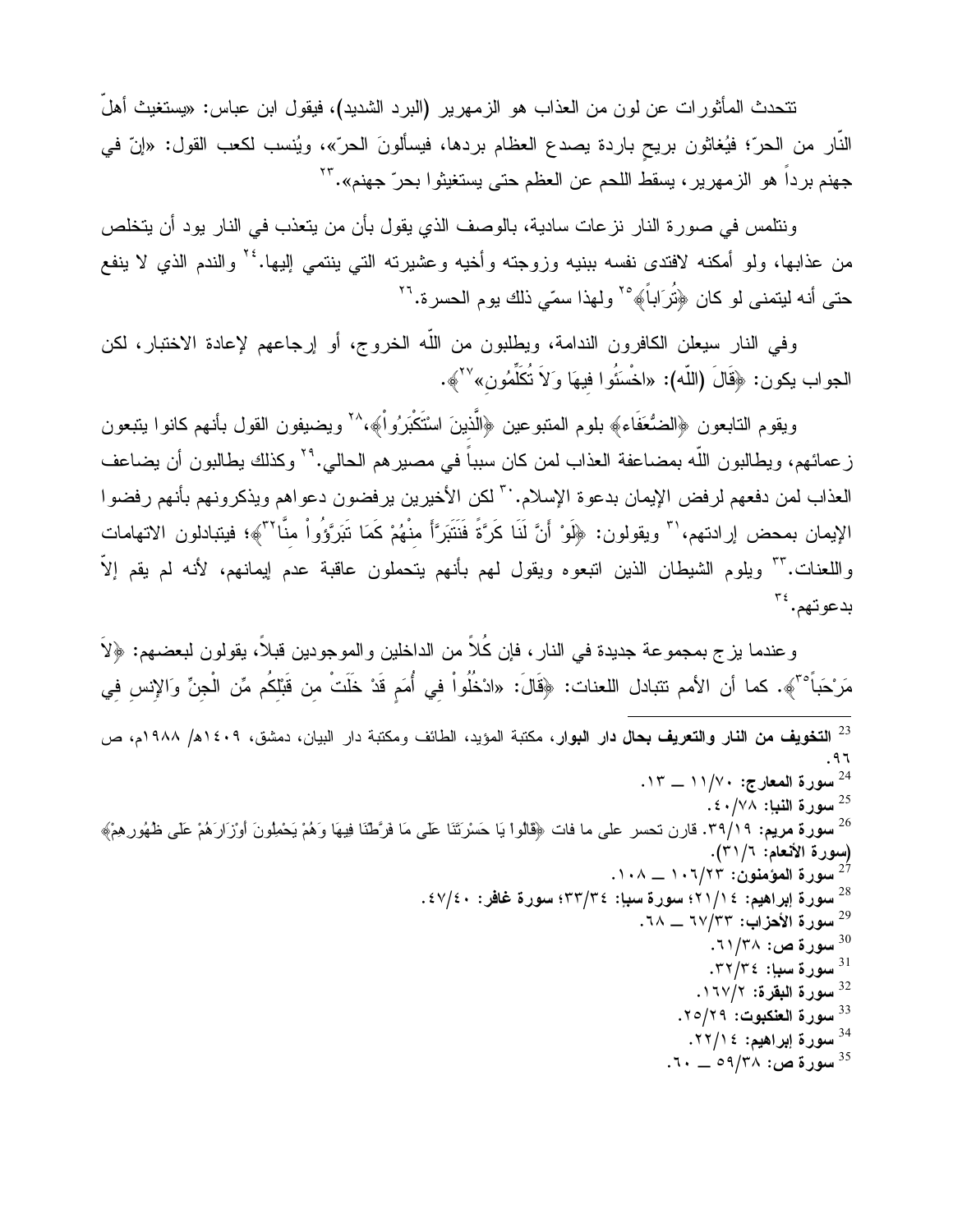تتحدث المأثورات عن لون من العذاب هو الزمهرير (البرد الشديد)، فيقول ابن عباس: «يستغيث أهلّ النّار من الحرّ؛ فيُغاثون بريحٍ باردة يصدع العظام بردها، فيسألونَ الحرّ»، ويُنسب لكعب القول: «إنّ في جهنم برداً هو الزمهرير، يسقط اللحم عن العظم حتى يستغيثوا بحرّ جهنم».[23]

ونتلمس في صورة النار نزعات سادية، بالوصف الذي يقول بأن من يتعذب في النار يود أن يتخلص من عذابها، ولو أمكنه لافتدى نفسه ببنيه وزوجته وأخيه وعشيرته التي ينتمي إليها.[24] والندم الذي لا ينفع حتى أنه ليتمنى لو كان ﴿تُرَاباً﴾[25] ولهذا سمّي ذلك يوم الحسرة.[26]

وفي النار سيعلن الكافرون الندامة، ويطلبون من اللّه الخروج، أو إرجاعهم لإعادة الاختبار، لكن الجواب يكون: ﴿قَالَ (اللّه): «اخْسَئُوا فِيهَا وَلاَ تُكَلِّمُونِ»[27]﴾.

ويقوم التابعون ﴿الضُّعَفَاء﴾ بلوم المتبوعين ﴿الَّذِينَ اسْتَكْبَرُواْ﴾،[28] ويضيفون القول بأنهم كانوا يتبعون زعمائهم، ويطالبون اللّه بمضاعفة العذاب لمن كان سبباً في مصيرهم الحالي.[29] وكذلك يطالبون أن يضاعف العذاب لمن دفعهم لرفض الإيمان بدعوة الإسلام.[30] لكن الأخيرين يرفضون دعواهم ويذكرونهم بأنهم رفضوا الإيمان بمحض إرادتهم،[31] ويقولون: ﴿لَوْ أَنَّ لَنَا كَرَّةً فَنَتَبَرَّأَ مِنْهُمْ كَمَا تَبَرَّؤُواْ مِنَّا[32]﴾؛ فيتبادلون الاتهامات واللعنات.[33] ويلوم الشيطان الذين اتبعوه ويقول لهم بأنهم يتحملون عاقبة عدم إيمانهم، لأنه لم يقم إلاّ بدعوتهم.[34]

وعندما يزج بمجموعة جديدة في النار، فإن كُلاً من الداخلين والموجودين قبلاً، يقولون لبعضهم: ﴿لاَ مَرْحَباً[35]﴾. كما أن الأمم تتبادل اللعنات: ﴿قَالَ: «ادْخُلُواْ فِي أُمَمٍ قَدْ خَلَتْ مِن قَبْلِكُم مِّن الْجِنِّ وَالإِنسِ فِي

---

[23] **التخويف من النار والتعريف بحال دار البوار**، مكتبة المؤيد، الطائف ومكتبة دار البيان، دمشق، ١٤٠٩هـ/ ١٩٨٨م، ص ٩٦.

[24] **سورة المعارج:** ٧٠/١١ ــ ١٣.

[25] **سورة النبإ:** ٧٨/٤٠.

[26] **سورة مريم:** ١٩/٣٩. قارن تحسر على ما فات ﴿قَالُواْ يَا حَسْرَتَنَا عَلَى مَا فَرَّطْنَا فِيهَا وَهُمْ يَحْمِلُونَ أَوْزَارَهُمْ عَلَى ظُهُورِهِمْ﴾ (**سورة الأنعام:** ٦/٣١).

[27] **سورة المؤمنون:** ٢٣/١٠٦ ــ ١٠٨.

[28] **سورة إبراهيم:** ١٤/٢١؛ **سورة سبإ:** ٣٤/٣٣؛ **سورة غافر:** ٤٠/٤٧.

[29] **سورة الأحزاب:** ٣٣/٦٧ ــ ٦٨.

[30] **سورة ص:** ٣٨/٦١.

[31] **سورة سبإ:** ٣٤/٣٢.

[32] **سورة البقرة:** ٢/١٦٧.

[33] **سورة العنكبوت:** ٢٩/٢٥.

[34] **سورة إبراهيم:** ١٤/٢٢.

[35] **سورة ص:** ٣٨/٥٩ ــ ٦٠.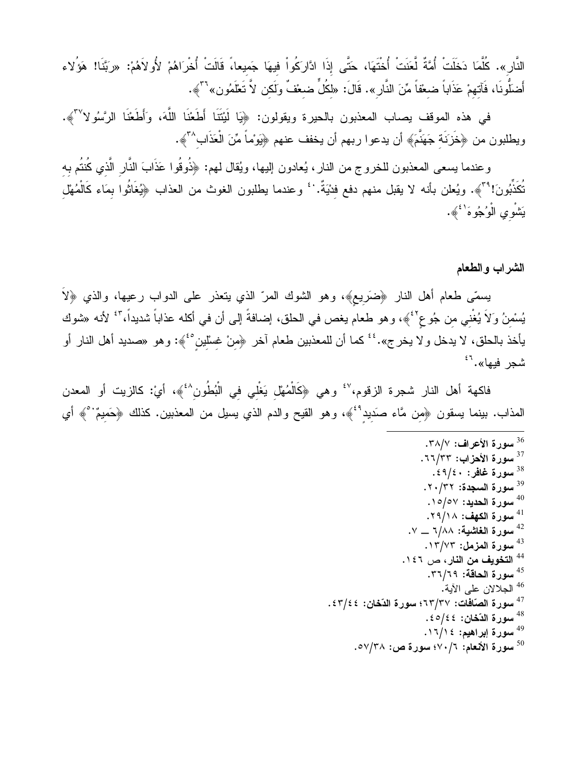النَّار». كُلَّمَا دَخَلَتْ أُمَّةٌ لَّعَنَتْ أُخْتَهَا، حَتَّى إِذَا ادَّارَكُواْ فيهَا جَمِيعاً، قَالَتْ أُخْرَاهُمْ لأُولاَهُمْ: «رَبَّنَا! هَؤُلاء أَضَلُّونَا، فَآتِهِمْ عَذَاباً ضِعْفاً مِّنَ النَّارِ». قَالَ: «لِكُلٍّ ضِعْفٌ وَلَكِن لاَّ تَعْلَمُون»[36]﴾.

في هذه الموقف يصاب المعذبون بالحيرة ويقولون: ﴿يَا لَيْتَنَا أَطَعْنَا اللَّهَ، وَأَطَعْنَا الرَّسُولا[37]﴾. ويطلبون من ﴿خَزَنَةِ جَهَنَّمَ﴾ أن يدعوا ربهم أن يخفف عنهم ﴿يَوْماً مِّنَ الْعَذَابِ[38]﴾.

وعندما يسعى المعذبون للخروج من النار، يُعادون إليها، ويُقال لهم: ﴿ذُوقُوا عَذَابَ النَّارِ الَّذِي كُنتُم بِهِ تُكَذِّبُونَ![39]﴾. ويُعلن بأنه لا يقبل منهم دفع فِدْيَةٌ.[40] وعندما يطلبون الغوث من العذاب ﴿يُغَاثُوا بِمَاء كَالْمُهْلِ يَشْوِي الْوُجُوهَ[41]﴾.

### الشراب والطعام

يسمّى طعام أهل النار ﴿ضَرِيعٍ﴾، وهو الشوك المرّ الذي يتعذر على الدواب رعيها، والذي ﴿لاَ يُسْمِنُ وَلاَ يُغْنِي مِن جُوعٍ[42]﴾، وهو طعام يغص في الحلق، إضافةً إلى أن في أكله عذاباً شديداً،[43] لأنه «شوك يأخذ بالحلق، لا يدخل ولا يخرج».[44] كما أن للمعذبين طعام آخر ﴿مِنْ غِسْلِينٍ[45]﴾: وهو «صديد أهل النار أو شجر فيها».[46]

فاكهة أهل النار شجرة الزقوم،[47] وهي ﴿كَالْمُهْلِ يَغْلِي فِي الْبُطُونِ[48]﴾، أيْ: كالزيت أو المعدن المذاب. بينما يسقون ﴿مِن مَّاء صَدِيدٍ[49]﴾، وهو القيح والدم الذي يسيل من المعذبين. كذلك ﴿حَمِيمٌ[50]﴾ أي

---

[36] **سورة الأعراف:** ٣٨/٧.
[37] **سورة الأحزاب:** ٦٦/٣٣.
[38] **سورة غافر:** ٤٩/٤٠.
[39] **سورة السجدة:** ٢٠/٣٢.
[40] **سورة الحديد:** ١٥/٥٧.
[41] **سورة الكهف:** ٢٩/١٨.
[42] **سورة الغاشية:** ٦/٨٨ ــ ٧.
[43] **سورة المزمل:** ١٣/٧٣.
[44] **التخويف من النار**، ص ١٤٦.
[45] **سورة الحاقة:** ٣٦/٦٩.
[46] الجلالان على الآية.
[47] **سورة الصّافات:** ٦٣/٣٧؛ **سورة الدّخان:** ٤٣/٤٤.
[48] **سورة الدّخان:** ٤٥/٤٤.
[49] **سورة إبراهيم:** ١٦/١٤.
[50] **سورة الأنعام:** ٧٠/٦؛ **سورة ص:** ٥٧/٣٨.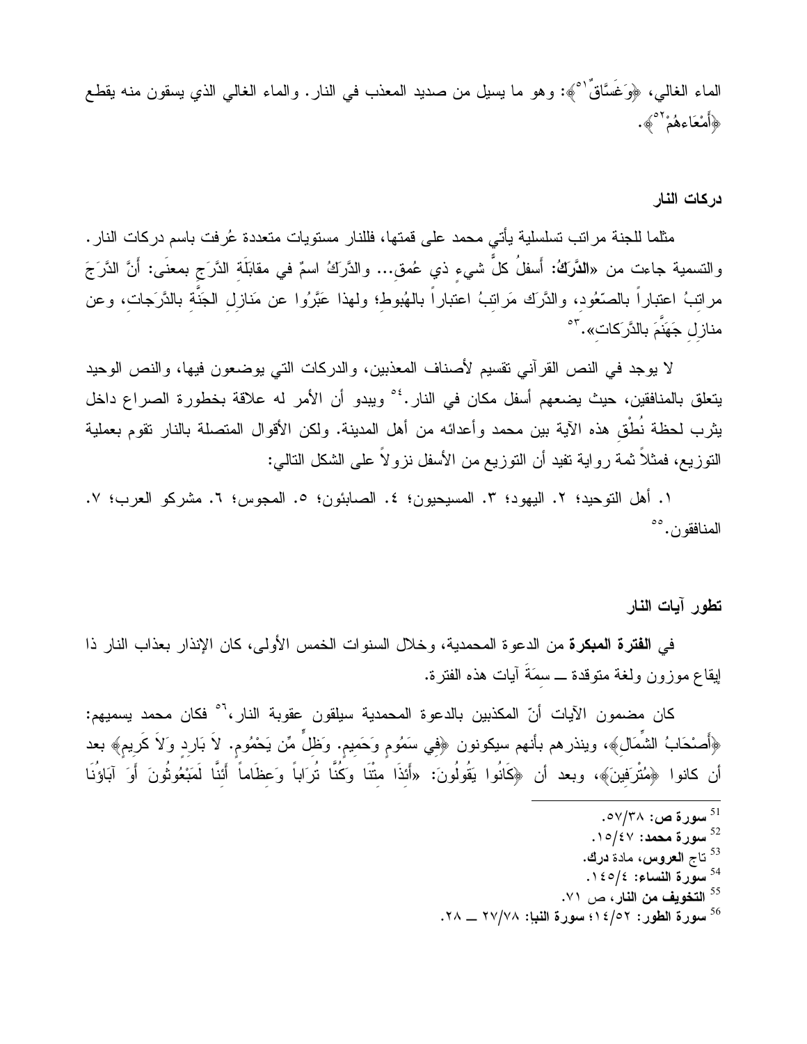الماء الغالي، ﴿وَغَسَّاقٌ[51]﴾: وهو ما يسيل من صديد المعذب في النار. والماء الغالي الذي يسقون منه يقطع ﴿أَمْعَاءهُمْ[52]﴾.

## دركات النار

مثلما للجنة مراتب تسلسلية يأتي محمد على قمتها، فللنار مستويات متعددة عُرفت باسم دركات النار. والتسمية جاءت من «**الدَّرَكُ**: أَسفلُ كلِّ شيءٍ ذي عُمقٍ... والدَّرَكُ اسمٌ في مقابَلَةِ الدَّرَجِ بمعنًى: أَنَّ الدَّرَجَ مراتِبُ اعتباراً بالصّعُودِ، والدَّرَك مَراتِبُ اعتباراً بالهُبوطِ؛ ولهذا عَبَّرُوا عن مَنازِلِ الجَنَّةِ بالدَّرَجاتِ، وعن منازِلِ جَهَنَّمَ بالدَّرَكاتِ».[53]

لا يوجد في النص القرآني تقسيم لأصناف المعذبين، والدركات التي يوضعون فيها، والنص الوحيد يتعلق بالمنافقين، حيث يضعهم أسفل مكان في النار.[54] ويبدو أن الأمر له علاقة بخطورة الصراع داخل يثرب لحظة نُطْقِ هذه الآية بين محمد وأعدائه من أهل المدينة. ولكن الأقوال المتصلة بالنار تقوم بعملية التوزيع، فمثلاً ثمة رواية تفيد أن التوزيع من الأسفل نزولاً على الشكل التالي:

١. أهل التوحيد؛ ٢. اليهود؛ ٣. المسيحيون؛ ٤. الصابئون؛ ٥. المجوس؛ ٦. مشركو العرب؛ ٧. المنافقون.[55]

## تطور آيات النار

في **الفترة المبكرة** من الدعوة المحمدية، وخلال السنوات الخمس الأولى، كان الإنذار بعذاب النار ذا إيقاع موزون ولغة متوقدة ــ سمَةَ آيات هذه الفترة.

كان مضمون الآيات أنّ المكذبين بالدعوة المحمدية سيلقون عقوبة النار،[56] فكان محمد يسميهم: ﴿أَصْحَابُ الشِّمَالِ﴾، وينذرهم بأنهم سيكونون ﴿فِي سَمُومٍ وَحَمِيمٍ. وَظِلٍّ مِّن يَحْمُومٍ. لاَّ بَارِدٍ وَلاَ كَرِيمٍ﴾ بعد أن كانوا ﴿مُتْرَفِينَ﴾، وبعد أن ﴿كَانُوا يَقُولُونَ: «أَئِذَا مِتْنَا وَكُنَّا تُرَاباً وَعِظَاماً أَئِنَّا لَمَبْعُوثُونَ أَوَ آبَاؤُنَا

---

[51] **سورة ص**: ٣٨/٥٧.

[52] **سورة محمد**: ٤٧/١٥.

[53] تاج **العروس**، مادة **درك**.

[54] **سورة النساء**: ٤/١٤٥.

[55] **التخويف من النار**، ص ٧١.

[56] **سورة الطور**: ٥٢/١٤؛ **سورة النبإ**: ٧٨/٢٧ ــ ٢٨.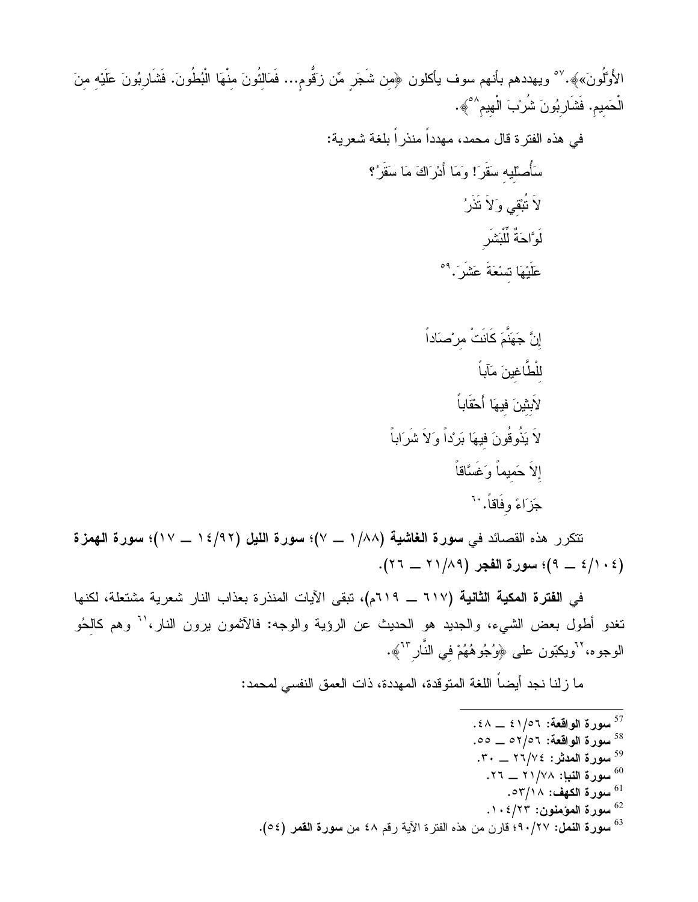الأَوَّلُونَ»﴾.[57] ويهددهم بأنهم سوف يأكلون ﴿مِن شَجَرٍ مِّن زَقُّومٍ... فَمَالِئُونَ مِنْهَا الْبُطُونَ. فَشَارِبُونَ عَلَيْهِ مِنَ الْحَمِيمِ. فَشَارِبُونَ شُرْبَ الْهِيمِ[58]﴾.

في هذه الفترة قال محمد، مهدداً منذراً بلغة شعرية:

سَأُصْلِيهِ سَقَرَ! وَمَا أَدْرَاكَ مَا سَقَرُ؟

لاَ تُبْقِي وَلاَ تَذَرُ

لَوَّاحَةٌ لِّلْبَشَرِ

عَلَيْهَا تِسْعَةَ عَشَرَ.[59]

إِنَّ جَهَنَّمَ كَانَتْ مِرْصَاداً

لِلْطَّاغِينَ مَآباً

لاَبِثِينَ فِيهَا أَحْقَاباً

لاَ يَذُوقُونَ فِيهَا بَرْداً وَلاَ شَرَاباً

إِلاَ حَمِيماً وَغَسَّاقاً

جَزَاءً وِفَاقاً.[60]

تتكرر هذه القصائد في **سورة الغاشية** (٨٨/١ ــ ٧)؛ **سورة الليل** (٩٢/١٤ ــ ١٧)؛ **سورة الهمزة** (١٠٤/٤ ــ ٩)؛ **سورة الفجر** (٨٩/٢١ ــ ٢٦).

في **الفترة المكية الثانية** (٦١٧ ــ ٦١٩م)، تبقى الآيات المنذرة بعذاب النار شعرية مشتعلة، لكنها تغدو أطول بعض الشيء، والجديد هو الحديث عن الرؤية والوجه: فالآثمون يرون النار،[61] وهم كالِحُو الوجوه،[62] ويكبّون على ﴿وُجُوهُهُمْ فِي النَّارِ[63]﴾.

ما زلنا نجد أيضاً اللغة المتوقدة، المهددة، ذات العمق النفسي لمحمد:

---

[57] **سورة الواقعة**: ٥٦/٤١ ــ ٤٨.
[58] **سورة الواقعة**: ٥٦/٥٢ ــ ٥٥.
[59] **سورة المدثر**: ٧٤/٢٦ ــ ٣٠.
[60] **سورة النبأ**: ٧٨/٢١ ــ ٢٦.
[61] **سورة الكهف**: ١٨/٥٣.
[62] **سورة المؤمنون**: ٢٣/١٠٤.
[63] **سورة النمل**: ٢٧/٩٠؛ قارن من هذه الفترة الآية رقم ٤٨ من **سورة القمر** (٥٤).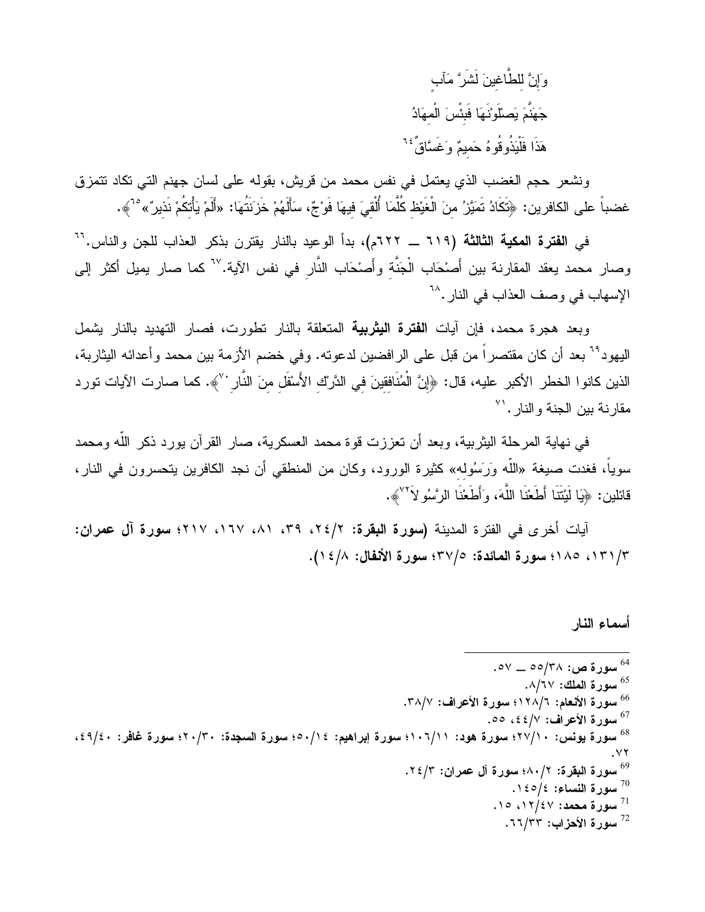وَإِنَّ لِلطَّاغِينَ لَشَرَّ مَآبٍ

جَهَنَّمَ يَصْلَوْنَهَا فَبِئْسَ الْمِهَادُ

هَذَا فَلْيَذُوقُوهُ حَمِيمٌ وَغَسَّاقٌ[64]

ونشعر حجم الغضب الذي يعتمل في نفس محمد من قريش، بقوله على لسان جهنم التي تكاد تتمزق غضباً على الكافرين: ﴿تَكَادُ تَمَيَّزُ مِنَ الْغَيْظِ كُلَّمَا أُلْقِيَ فِيهَا فَوْجٌ، سَأَلَهُمْ خَزَنَتُهَا: «أَلَمْ يَأْتِكُمْ نَذِيرٌ»[65]﴾.

في **الفترة المكية الثالثة** (٦١٩ ــ ٦٢٢م)، بدأ الوعيد بالنار يقترن بذكر العذاب للجن والناس.[66] وصار محمد يعقد المقارنة بين أَصْحَاب الْجَنَّةِ وأَصْحَاب النَّارِ في نفس الآية.[67] كما صار يميل أكثر إلى الإسهاب في وصف العذاب في النار.[68]

وبعد هجرة محمد، فإن آيات **الفترة اليثربية** المتعلقة بالنار تطورت، فصار التهديد بالنار يشمل اليهود[69] بعد أن كان مقتصراً من قبل على الرافضين لدعوته. وفي خضم الأزمة بين محمد وأعدائه اليثاربة، الذين كانوا الخطر الأكبر عليه، قال: ﴿إِنَّ الْمُنَافِقِينَ فِي الدَّرْكِ الأَسْفَلِ مِنَ النَّارِ[70]﴾. كما صارت الآيات تورد مقارنة بين الجنة والنار.[71]

في نهاية المرحلة اليثربية، وبعد أن تعززت قوة محمد العسكرية، صار القرآن يورد ذكر اللّه ومحمد سوياً، فغدت صيغة «اللّه وَرَسُولِه» كثيرة الورود، وكان من المنطقي أن نجد الكافرين يتحسرون في النار، قائلين: ﴿يَا لَيْتَنَا أَطَعْنَا اللَّهَ، وَأَطَعْنَا الرَّسُولاَ[72]﴾.

آيات أخرى في الفترة المدينة (**سورة البقرة:** ٢/٢٤، ٣٩، ٨١، ١٦٧، ٢١٧؛ **سورة آل عمران:** ٣/١٣١، ١٨٥؛ **سورة المائدة:** ٥/٣٧؛ **سورة الأنفال:** ٨/١٤).

### أسماء النار

---

[64] **سورة ص:** ٣٨/٥٥ ــ ٥٧.

[65] **سورة الملك:** ٦٧/٨.

[66] **سورة الأنعام:** ٦/١٢٨؛ **سورة الأعراف:** ٧/٣٨.

[67] **سورة الأعراف:** ٧/٤٤، ٥٥.

[68] **سورة يونس:** ١٠/٢٧؛ **سورة هود:** ١١/١٠٦؛ **سورة إبراهيم:** ١٤/٥٠؛ **سورة السجدة:** ٣٠/٢٠؛ **سورة غافر:** ٤٠/٤٩، ٧٢.

[69] **سورة البقرة:** ٢/٨٠؛ **سورة آل عمران:** ٣/٢٤.

[70] **سورة النساء:** ٤/١٤٥.

[71] **سورة محمد:** ٤٧/١٢، ١٥.

[72] **سورة الأحزاب:** ٣٣/٦٦.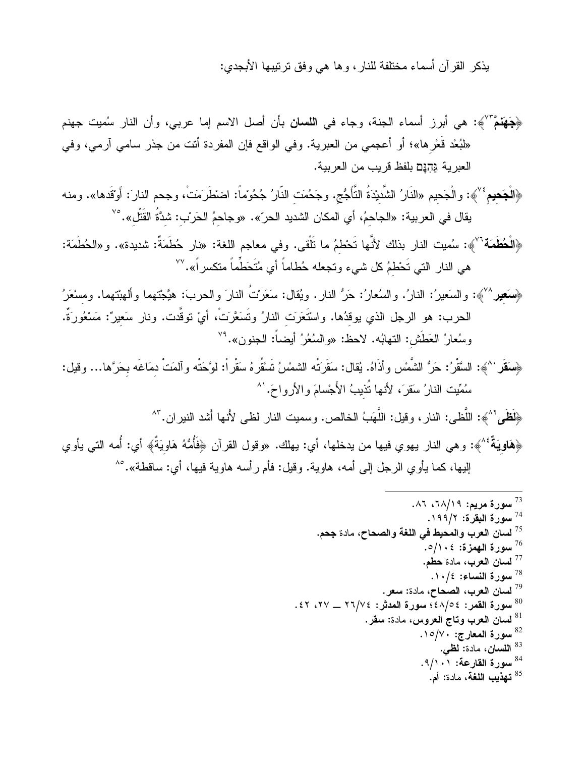يذكر القرآن أسماء مختلفة للنار، وها هي وفق ترتيبها الأبجدي:

﴿**جَهَنَّمَ**[٧٣]﴾: هي أبرز أسماء الجنة، وجاء في **اللسان** بأن أصل الاسم إما عربي، وأن النار سُميت جهنم «لبُعْد قَعْرِها»؛ أو أعجمي من العبرية. وفي الواقع فإن المفردة أتت من جذر سامي آرمي، وفي العبرية גֵּהִנֹּם بلفظ قريب من العربية.

﴿**الْجَحِيمِ**[٧٤]﴾: والْجَحِيم «النَارُ الشَّدِيْدَةُ التَّأَجُّج. وجَحُمَتِ النّارُ جُحُوْماً: اضْطَرَمَتْ، وجحم النارَ: أَوْقَدها». ومنه يقال في العربية: «الجاحِمُ، أي المكان الشديد الحرّ». «وجاحِمُ الحَرْبِ: شِدَّةُ القَتْلِ».[٧٥]

﴿**الْحُطَمَةُ**[٧٦]﴾: سُميت النار بذلك لأنَّها تَحْطِمُ ما تَلْقى. وفي معاجم اللغة: «نار حُطَمَةٌ: شديدة». و«الحُطَمَة: هي النار التي تَحْطِمُ كل شيء وتجعله حُطاماً أي مُتَحَطِّماً متكسراً».[٧٧]

﴿**سَعِير**[٧٨]﴾: والسَعيرُ: النارُ. والسُعارُ: حَرُّ النار. ويُقال: سَعَرْتُ النارَ والحربَ: هيَّجْتهما وألهبْتهما. ومسْعَرُ الحرب: هو الرجل الذي يوقدُها. واسْتَعَرَتِ النارُ وتَسَعَّرَتْ، أيْ توقَّدت. ونار سَعِيرٌ: مَسْعُورَةٌ. وسُعارُ العَطَشِ: التهابُه. لاحظ: «والسُعُرُ أيضاً: الجنون».[٧٩]

﴿**سَقَر**[٨٠]﴾: السَّقْرُ: حَرُّ الشَّمْس وأَذَاهُ، يُقال: سَقَرَتْه الشمْسُ تَسْقُرُهُ سَقْراً: لوَّحَتْه وآلمَتْ دِمَاغَه بحَرَّها... وقيل: سُمِّيت النارُ سَقَرَ، لأنها تُذِيبُ الأَجْسامَ والأرواحَ.[٨١]

﴿**لَظَى**[٨٢]﴾: اللَّظى: النار، وقيل: اللَّهَبُ الخالص. وسميت النار لظى لأَنها أَشد النيران.[٨٣]

﴿**هَاوِيَةٌ**[٨٤]﴾: وهي النار يهوي فيها من يدخلها، أي: يهلك. «وقول القرآن ﴿فَأُمُّهُ هَاوِيَةٌ﴾ أي: أُمه التي يأوي إليها، كما يأوي الرجل إلى أمه، هاوية. وقيل: فأم رأسه هاوية فيها، أي: ساقطة».[٨٥]

---

[73] **سورة مريم**: ١٩/٦٨، ٨٦.
[74] **سورة البقرة**: ٢/١٩٩.
[75] **لسان العرب والمحيط في اللغة والصحاح**، مادة **جحم**.
[76] **سورة الهمزة**: ١٠٤/٥.
[77] **لسان العرب**، مادة **حطم**.
[78] **سورة النساء**: ٤/١٠.
[79] **لسان العرب، الصحاح**، مادة: **سعر**.
[80] **سورة القمر**: ٥٤/٤٨؛ **سورة المدثر**: ٧٤/٢٦ ــ ٢٧، ٤٢.
[81] **لسان العرب وتاج العروس**، مادة: **سقر**.
[82] **سورة المعارج**: ٧٠/١٥.
[83] **اللسان**، مادة: **لظي**.
[84] **سورة القارعة**: ١٠١/٩.
[85] **تهذيب اللغة**، مادة: أم.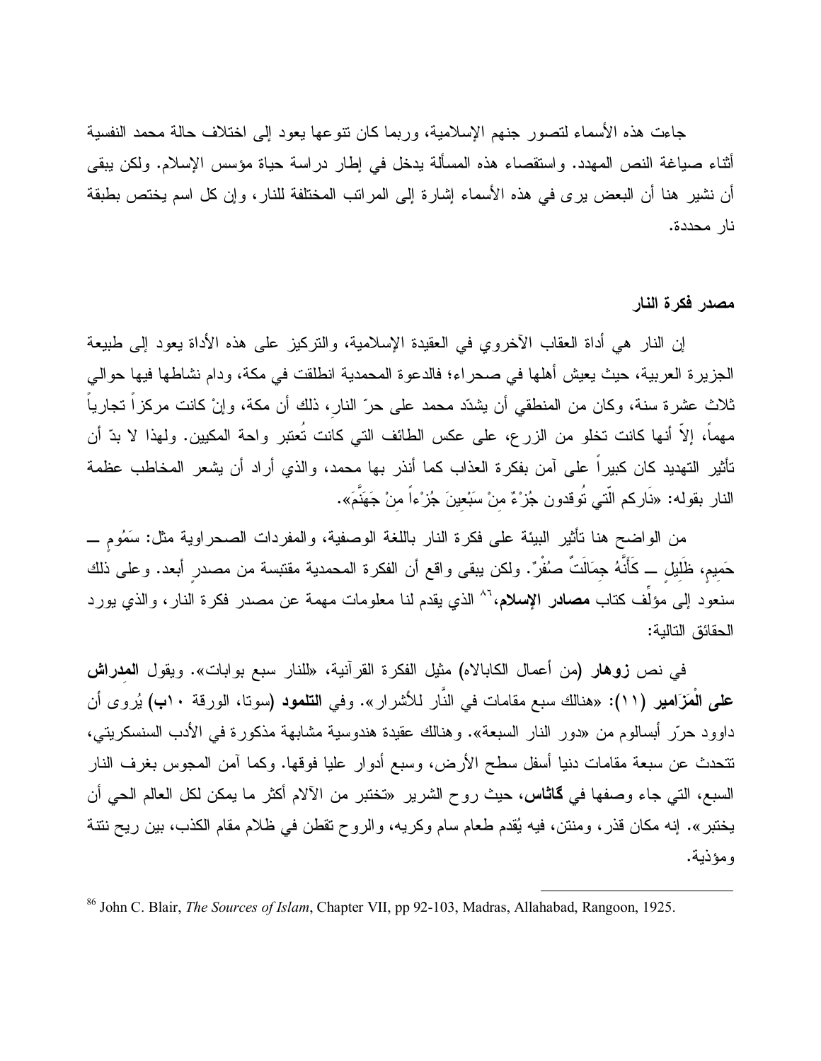جاءت هذه الأسماء لتصور جنهم الإسلامية، وربما كان تنوعها يعود إلى اختلاف حالة محمد النفسية أثناء صياغة النص المهدد. واستقصاء هذه المسألة يدخل في إطار دراسة حياة مؤسس الإسلام. ولكن يبقى أن نشير هنا أن البعض يرى في هذه الأسماء إشارة إلى المراتب المختلفة للنار، وإن كل اسم يختص بطبقة نار محددة.

### مصدر فكرة النار

إن النار هي أداة العقاب الآخروي في العقيدة الإسلامية، والتركيز على هذه الأداة يعود إلى طبيعة الجزيرة العربية، حيث يعيش أهلها في صحراء؛ فالدعوة المحمدية انطلقت في مكة، ودام نشاطها فيها حوالي ثلاث عشرة سنة، وكان من المنطقي أن يشدّد محمد على حرّ النار، ذلك أن مكة، وإنْ كانت مركزاً تجارياً مهماً، إلاّ أنها كانت تخلو من الزرع، على عكس الطائف التي كانت تُعتبر واحة المكيين. ولهذا لا بدّ أن تأثير التهديد كان كبيراً على آمن بفكرة العذاب كما أنذر بها محمد، والذي أراد أن يشعر المخاطب عظمة النار بقوله: «نَاركم الّتي تُوقدون جُزْءٌ مِنْ سَبْعِينَ جُزْءاً مِنْ جَهَنَّمَ».

من الواضح هنا تأثير البيئة على فكرة النار باللغة الوصفية، والمفردات الصحراوية مثل: سَمُومٍ ـــ حَمِيمٍ، ظَلِيلٍ ـــ كَأَنَّهُ جِمَالَتٌ صُفْرٌ. ولكن يبقى واقع أن الفكرة المحمدية مقتبسة من مصدرٍ أبعد. وعلى ذلك سنعود إلى مؤلِّف كتاب **مصادر الإسلام**،[86] الذي يقدم لنا معلومات مهمة عن مصدر فكرة النار، والذي يورد الحقائق التالية:

في نص **زوهار** (من أعمال الكابالاه) مثيل الفكرة القرآنية، «للنار سبع بوابات». ويقول **المدراش على الْمَزَامير** (١١): «هنالك سبع مقامات في النَّار للأشرار». وفي **التلمود** (سوتا، الورقة ١٠**ب**) يُروى أن داوود حرّر أبسالوم من «دور النار السبعة». وهنالك عقيدة هندوسية مشابهة مذكورة في الأدب السنسكريتي، تتحدث عن سبعة مقامات دنيا أسفل سطح الأرض، وسبع أدوار عليا فوقها. وكما آمن المجوس بغرف النار السبع، التي جاء وصفها في **گاثاس**، حيث روح الشرير «تختبر من الآلام أكثر ما يمكن لكل العالم الحي أن يختبر». إنه مكان قذر، ومنتن، فيه يُقدم طعام سام وكريه، والروح تقطن في ظلام مقام الكذب، بين ريح نتنة ومؤذية.

---

[86] John C. Blair, *The Sources of Islam*, Chapter VII, pp 92-103, Madras, Allahabad, Rangoon, 1925.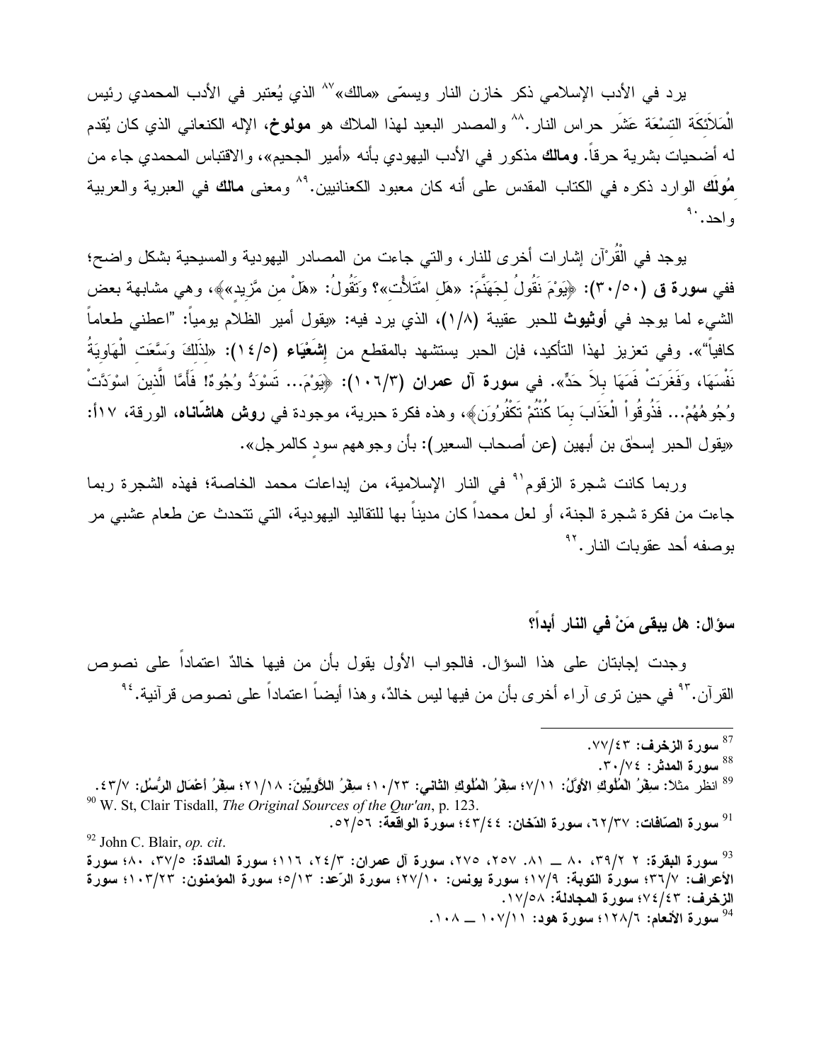يرد في الأدب الإسلامي ذكر خازن النار ويسمّى «مالك»[87] الذي يُعتبر في الأدب المحمدي رئيس الْمَلاَئِكَة التسْعَة عَشَر حراس النار.[88] والمصدر البعيد لهذا الملاك هو **مولوخ**، الإله الكنعاني الذي كان يُقدم له أضحيات بشرية حرقاً. **ومالك** مذكور في الأدب اليهودي بأنه «أمير الجحيم»، والاقتباس المحمدي جاء من **مُولَك** الوارد ذكره في الكتاب المقدس على أنه كان معبود الكعنانيين.[89] ومعنى **مالك** في العبرية والعربية واحد.[90]

يوجد في الْقُرْآن إشارات أخرى للنار، والتي جاءت من المصادر اليهودية والمسيحية بشكل واضح؛ ففي **سورة ق (٥٠/٣٠)**: ﴿يَوْمَ نَقُولُ لِجَهَنَّمَ: «هَلِ امْتَلأْتِ»؟ وَتَقُولُ: «هَلْ مِن مَّزِيدٍ»﴾، وهي مشابهة بعض الشيء لما يوجد في **أوثيوث** للحبر عقيبة (١/٨)، الذي يرد فيه: «يقول أمير الظلام يومياً: "اعطني طعاماً كافياً"». وفي تعزيز لهذا التأكيد، فإن الحبر يستشهد بالمقطع من **إِشَعْيَاء (٥/١٤)**: «لِذَلِكَ وَسَّعَتِ الْهَاوِيَةُ نَفْسَهَا، وَفَغَرَتْ فَمَهَا بِلاَ حَدٍّ». في **سورة آل عمران (٣/١٠٦)**: ﴿يَوْمَ... تَسْوَدُّ وُجُوهٌ! فَأَمَّا الَّذِينَ اسْوَدَّتْ وُجُوهُهُمْ... فَذُوقُواْ الْعَذَابَ بِمَا كُنْتُمْ تَكْفُرُونَ﴾، وهذه فكرة حبرية، موجودة في **روش هاشّاناه**، الورقة، ١٧أ: «يقول الحبر إسحق بن أبهين (عن أصحاب السعير): بأن وجوههم سودٌ كالمرجل».

وربما كانت شجرة الزقوم[91] في النار الإسلامية، من إبداعات محمد الخاصة؛ فهذه الشجرة ربما جاءت من فكرة شجرة الجنة، أو لعل محمداً كان مديناً بها للتقاليد اليهودية، التي تتحدث عن طعام عشبي مر بوصفه أحد عقوبات النار.[92]

### سؤال: هل يبقى مَنْ في النار أبداً؟

وجدت إجابتان على هذا السؤال. فالجواب الأول يقول بأن من فيها خالدٌ اعتماداً على نصوص القرآن.[93] في حين ترى آراء أخرى بأن من فيها ليس خالدٌ، وهذا أيضاً اعتماداً على نصوص قرآنية.[94]

---

[87] **سورة الزخرف**: ٤٣/٧٧.

[88] **سورة المدثر**: ٧٤/٣٠.

[89] انظر مثلا: **سِفْرُ الْمُلُوكِ الأَوَّلُ**: ١١/٧؛ **سِفْرُ الْمُلُوكِ الثاني**: ٢٣/١٠؛ **سِفْرُ اللاَّوِيِّينَ**: ١٨/٢١؛ **سِفْرُ أَعْمَالِ الرُّسُلِ**: ٧/٤٣.

[90] W. St, Clair Tisdall, *The Original Sources of the Qur'an*, p. 123.

[91] **سورة الصّافات**: ٣٧/٦٢، **سورة الدّخان**: ٤٤/٤٣؛ **سورة الواقعة**: ٥٦/٥٢.

[92] John C. Blair, *op. cit*.

[93] **سورة البقرة**: ٢ /٣٩، ٨٠ ــ ٨١. ٢٥٧، ٢٧٥، **سورة آل عمران**: ٣/٢٤، ١١٦؛ **سورة المائدة**: ٥/٣٧، ٨٠؛ **سورة الأعراف**: ٧/٣٦؛ **سورة التوبة**: ٩/١٧؛ **سورة يونس**: ١٠/٢٧؛ **سورة الرّعد**: ١٣/٥؛ **سورة المؤمنون**: ٢٣/١٠٣؛ **سورة الزخرف**: ٤٣/٧٤؛ **سورة المجادلة**: ٥٨/١٧.

[94] **سورة الأنعام**: ٦/١٢٨؛ **سورة هود**: ١١/١٠٧ ــ ١٠٨.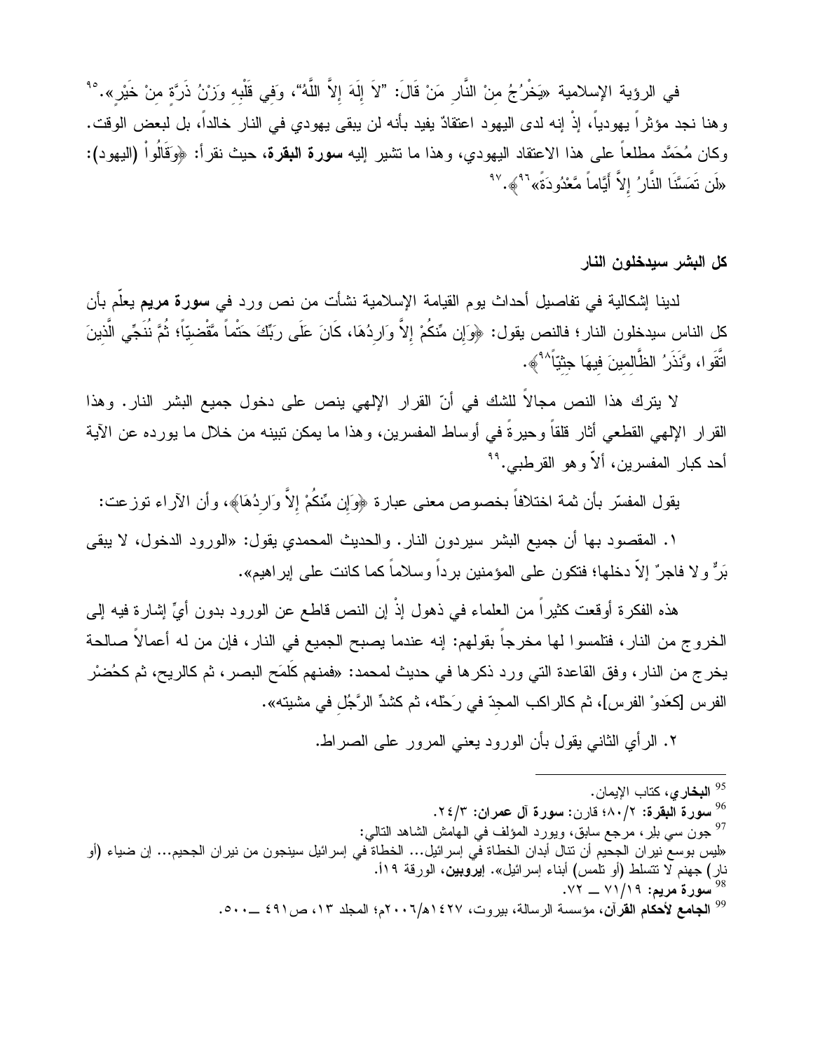في الرؤية الإسلامية «يَخْرُجُ مِنْ النَّارِ مَنْ قَالَ: "لاَ إِلَهَ إِلاَّ اللَّهُ"، وَفِي قَلْبِهِ وَزْنُ ذَرَّةٍ مِنْ خَيْرٍ».[٩٥] وهنا نجد مؤثراً يهودياً، إذْ إنه لدى اليهود اعتقادٌ يفيد بأنه لن يبقى يهودي في النار خالداً، بل لبعض الوقت. وكان مُحَمَّد مطلعاً على هذا الاعتقاد اليهودي، وهذا ما تشير إليه **سورة البقرة**، حيث نقرأ: ﴿وَقَالُواْ (اليهود): «لَن تَمَسَّنَا النَّارُ إِلاَّ أَيَّاماً مَّعْدُودَةً»[٩٦]﴾.[٩٧]

## كل البشر سيدخلون النار

لدينا إشكالية في تفاصيل أحداث يوم القيامة الإسلامية نشأت من نص ورد في **سورة مريم** يعلّم بأن كل الناس سيدخلون النار؛ فالنص يقول: ﴿وَإِن مِّنكُمْ إِلاَّ وَارِدُهَا، كَانَ عَلَى رَبِّكَ حَتْماً مَّقْضِيّاً؛ ثُمَّ نُنَجِّي الَّذِينَ اتَّقَوا، وَّنَذَرُ الظَّالِمِينَ فِيهَا جِثِيّاً[٩٨]﴾.

لا يترك هذا النص مجالاً للشك في أنّ القرار الإلهي ينص على دخول جميع البشر النار. وهذا القرار الإلهي القطعي أثار قلقاً وحيرةً في أوساط المفسرين، وهذا ما يمكن تبينه من خلال ما يورده عن الآية أحد كبار المفسرين، ألاّ وهو القرطبي.[٩٩]

يقول المفسّر بأن ثمة اختلافاً بخصوص معنى عبارة ﴿وَإِن مِّنكُمْ إِلاَّ وَارِدُهَا﴾، وأن الآراء توزعت:

١. المقصود بها أن جميع البشر سيردون النار. والحديث المحمدي يقول: «الورود الدخول، لا يبقى بَرٌّ ولا فاجرٌ إلاّ دخلها؛ فتكون على المؤمنين برداً وسلاماً كما كانت على إبراهيم».

هذه الفكرة أوقعت كثيراً من العلماء في ذهول إذْ إن النص قاطع عن الورود بدون أيِّ إشارة فيه إلى الخروج من النار، فتلمسوا لها مخرجاً بقولهم: إنه عندما يصبح الجميع في النار، فإن من له أعمالاً صالحة يخرج من النار، وفق القاعدة التي ورد ذكرها في حديث لمحمد: «فمنهم كلَمَح البصر، ثم كالريح، ثم كحُضْر الفرس [كعَدْوْ الفرس]، ثم كالراكب المجِدّ في رَحْله، ثم كشدِّ الرَّجُلِ في مشيته».

٢. الرأي الثاني يقول بأن الورود يعني المرور على الصراط.

---

[٩٥] **البخاري**، كتاب الإيمان.

[٩٦] **سورة البقرة**: ٨٠/٢؛ قارن: **سورة آل عمران**: ٢٤/٣.

[٩٧] جون سي بلر، مرجع سابق، ويورد المؤلف في الهامش الشاهد التالي:
«ليس بوسع نيران الجحيم أن تنال أبدان الخطاة في إسرائيل... الخطاة في إسرائيل سينجون من نيران الجحيم... إن ضياء (أو نار) جهنم لا تتسلط (أو تلمس) أبناء إسرائيل». **إيروبين**، الورقة ١٩أ.

[٩٨] **سورة مريم**: ٧١/١٩ ــ ٧٢.

[٩٩] **الجامع لأحكام القرآن**، مؤسسة الرسالة، بيروت، ١٤٢٧هـ/٢٠٠٦م؛ المجلد ١٣، ص٤٩١ ــ٥٠٠.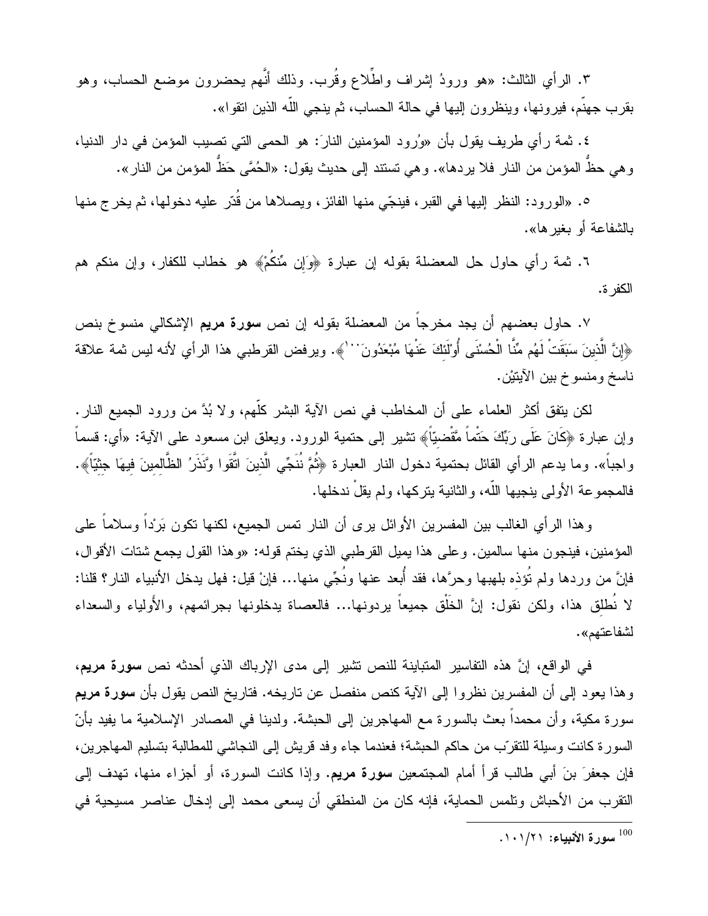٣. الرأي الثالث: «هو ورودُ إشراف واطِّلاع وقُرب. وذلك أنَّهم يحضرون موضع الحساب، وهو بقرب جهنّم، فيرونها، وينظرون إليها في حالة الحساب، ثم ينجي اللّه الذين اتقوا».

٤. ثمة رأي طريف يقول بأن «وُرود المؤمنين النارَ: هو الحمى التي تصيب المؤمن في دار الدنيا، وهي حظُّ المؤمن من النار فلا يردها». وهي تستند إلى حديث يقول: «الحُمَّى حَظُّ المؤمن من النار».

٥. «الورود: النظر إليها في القبر، فينجّي منها الفائز، ويصلاها من قُدّر عليه دخولها، ثم يخرج منها بالشفاعة أو بغيرها».

٦. ثمة رأي حاول حل المعضلة بقوله إن عبارة ﴿وَإِن مِّنكُمْ﴾ هو خطاب للكفار، وإن منكم هم الكفرة.

٧. حاول بعضهم أن يجد مخرجاً من المعضلة بقوله إن نص **سورة مريم** الإشكالي منسوخ بنص ﴿إِنَّ الَّذِينَ سَبَقَتْ لَهُم مِّنَّا الْحُسْنَى أُوْلَئِكَ عَنْهَا مُبْعَدُونَ[100]﴾. ويرفض القرطبي هذا الرأي لأنه ليس ثمة علاقة ناسخ ومنسوخ بين الآيتيْن.

لكن يتفق أكثر العلماء على أن المخاطب في نص الآية البشر كلّهم، ولا بُدَّ من ورود الجميع النار. وإن عبارة ﴿كَانَ عَلَى رَبِّكَ حَتْماً مَّقْضِيّاً﴾ تشير إلى حتمية الورود. ويعلق ابن مسعود على الآية: «أي: قسماً واجباً». وما يدعم الرأي القائل بحتمية دخول النار العبارة ﴿ثُمَّ نُنَجِّي الَّذِينَ اتَّقَوا وَّنَذَرُ الظَّالِمِينَ فِيهَا جِثِيّاً﴾. فالمجموعة الأولى ينجيها اللّه، والثانية يتركها، ولم يقلْ ندخلها.

وهذا الرأي الغالب بين المفسرين الأوائل يرى أن النار تمس الجميع، لكنها تكون بَرْداً وسلاماً على المؤمنين، فينجون منها سالمين. وعلى هذا يميل القرطبي الذي يختم قوله: «وهذا القول يجمع شتات الأقوال، فإنَّ من وردها ولم تُؤذِه بلهبها وحرَّها، فقد أُبعد عنها ونُجِّي منها... فإنْ قيل: فهل يدخل الأنبياء النار؟ قلنا: لا نُطلِق هذا، ولكن نقول: إنَّ الخَلْق جميعاً يردونها... فالعصاة يدخلونها بجرائمهم، والأَولياء والسعداء لشفاعتهم».

في الواقع، إنَّ هذه التفاسير المتباينة للنص تشير إلى مدى الإرباك الذي أحدثه نص **سورة مريم**، وهذا يعود إلى أن المفسرين نظروا إلى الآية كنص منفصل عن تاريخه. فتاريخ النص يقول بأن **سورة مريم** سورة مكية، وأن محمداً بعث بالسورة مع المهاجرين إلى الحبشة. ولدينا في المصادر الإسلامية ما يفيد بأنّ السورة كانت وسيلة للتقرّب من حاكم الحبشة؛ فعندما جاء وفد قريش إلى النجاشي للمطالبة بتسليم المهاجرين، فإن جعفرَ بنَ أبي طالب قرأ أمام المجتمعين **سورة مريم**. وإذا كانت السورة، أو أجزاء منها، تهدف إلى التقرب من الأحباش وتلمس الحماية، فإنه كان من المنطقي أن يسعى محمد إلى إدخال عناصر مسيحية في

---

[100] **سورة الأنبياء**: ٢١/١٠١.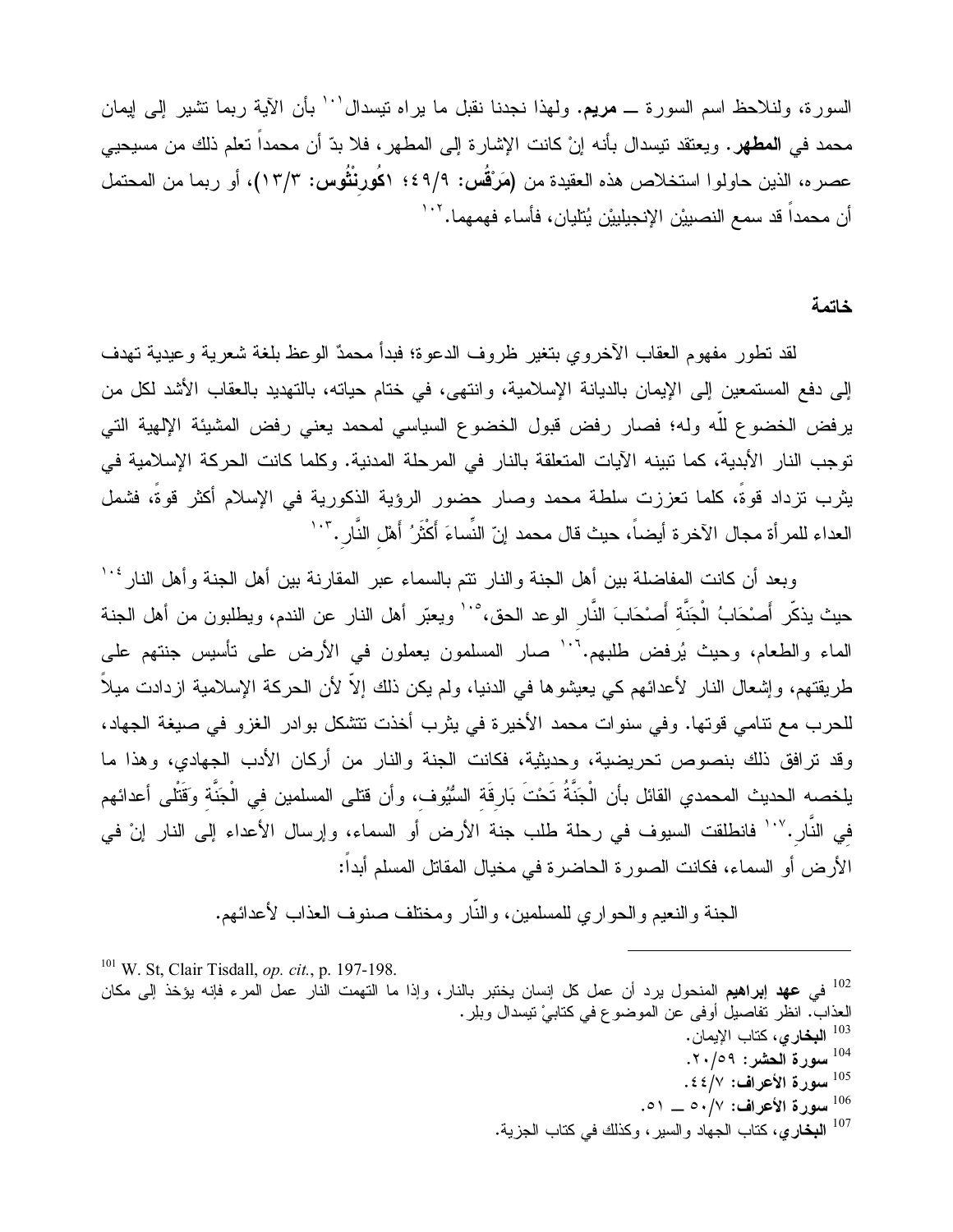السورة، ولنلاحظ اسم السورة ــ **مريم**. ولهذا نجدنا نقبل ما يراه تيسدال[101] بأن الآية ربما تشير إلى إيمان محمد في **المطهر**. ويعتقد تيسدال بأنه إنْ كانت الإشارة إلى المطهر، فلا بدّ أن محمداً تعلم ذلك من مسيحيي عصره، الذين حاولوا استخلاص هذه العقيدة من (**مَرْقُس**: ٩/٤٩؛ ١**كُورِنْثُوس**: ٣/١٣)، أو ربما من المحتمل أن محمداً قد سمع النصيبيْن الإنجيليين يُتليان، فأساء فهمهما.[102]

## خاتمة

لقد تطور مفهوم العقاب الآخروي بتغير ظروف الدعوة؛ فبدأ محمدٌ الوعظ بلغة شعرية وعيدية تهدف إلى دفع المستمعين إلى الإيمان بالديانة الإسلامية، وانتهى، في ختام حياته، بالتهديد بالعقاب الأشد لكل من يرفض الخضوع للّه وله؛ فصار رفض قبول الخضوع السياسي لمحمد يعني رفض المشيئة الإلهية التي توجب النار الأبدية، كما تبينه الآيات المتعلقة بالنار في المرحلة المدنية. وكلما كانت الحركة الإسلامية في يثرب تزداد قوةً، كلما تعززت سلطة محمد وصار حضور الرؤية الذكورية في الإسلام أكثر قوةً، فشمل العداء للمرأة مجال الآخرة أيضاً، حيث قال محمد إنّ النِّساءَ أَكْثَرُ أَهْلِ النَّارِ.[103]

وبعد أن كانت المفاضلة بين أهل الجنة والنار تتم بالسماء عبر المقارنة بين أهل الجنة وأهل النار[104] حيث يذكّر أَصْحَابُ الْجَنَّةِ أَصْحَابَ النَّارِ الوعد الحق،[105] ويعبّر أهل النار عن الندم، ويطلبون من أهل الجنة الماء والطعام، وحيث يُرفض طلبهم.[106] صار المسلمون يعملون في الأرض على تأسيس جنتهم على طريقتهم، وإشعال النار لأعدائهم كي يعيشوها في الدنيا، ولم يكن ذلك إلاّ لأن الحركة الإسلامية ازدادت ميلاً للحرب مع تنامي قوتها. وفي سنوات محمد الأخيرة في يثرب أخذت تتشكل بوادر الغزو في صيغة الجهاد، وقد ترافق ذلك بنصوص تحريضية، وحديثية، فكانت الجنة والنار من أركان الأدب الجهادي، وهذا ما يلخصه الحديث المحمدي القائل بأن الْجَنَّةُ تَحْتَ بَارِقَةِ السُّيُوفِ، وأن قتلى المسلمين فِي الْجَنَّةِ وَقَتْلَى أعدائهم فِي النَّارِ.[107] فانطلقت السيوف في رحلة طلب جنة الأرض أو السماء، وإرسال الأعداء إلى النار إنْ في الأرض أو السماء، فكانت الصورة الحاضرة في مخيال المقاتل المسلم أبداً:

الجنة والنعيم والحواري للمسلمين، والنّار ومختلف صنوف العذاب لأعدائهم.

---

[101] W. St, Clair Tisdall, *op. cit.*, p. 197-198.

[102] في **عهد إبراهيم** المنحول يرد أن عمل كل إنسان يختبر بالنار، وإذا ما التهمت النار عمل المرء فإنه يؤخذ إلى مكان العذاب. انظر تفاصيل أوفى عن الموضوع في كتابيْ تيسدال وبلر.

[103] **البخاري**، كتاب الإيمان.

[104] **سورة الحشر**: ٥٩/٢٠.

[105] **سورة الأعراف**: ٧/٤٤.

[106] **سورة الأعراف**: ٧/٥٠ ــ ٥١.

[107] **البخاري**، كتاب الجهاد والسير، وكذلك في كتاب الجزية.